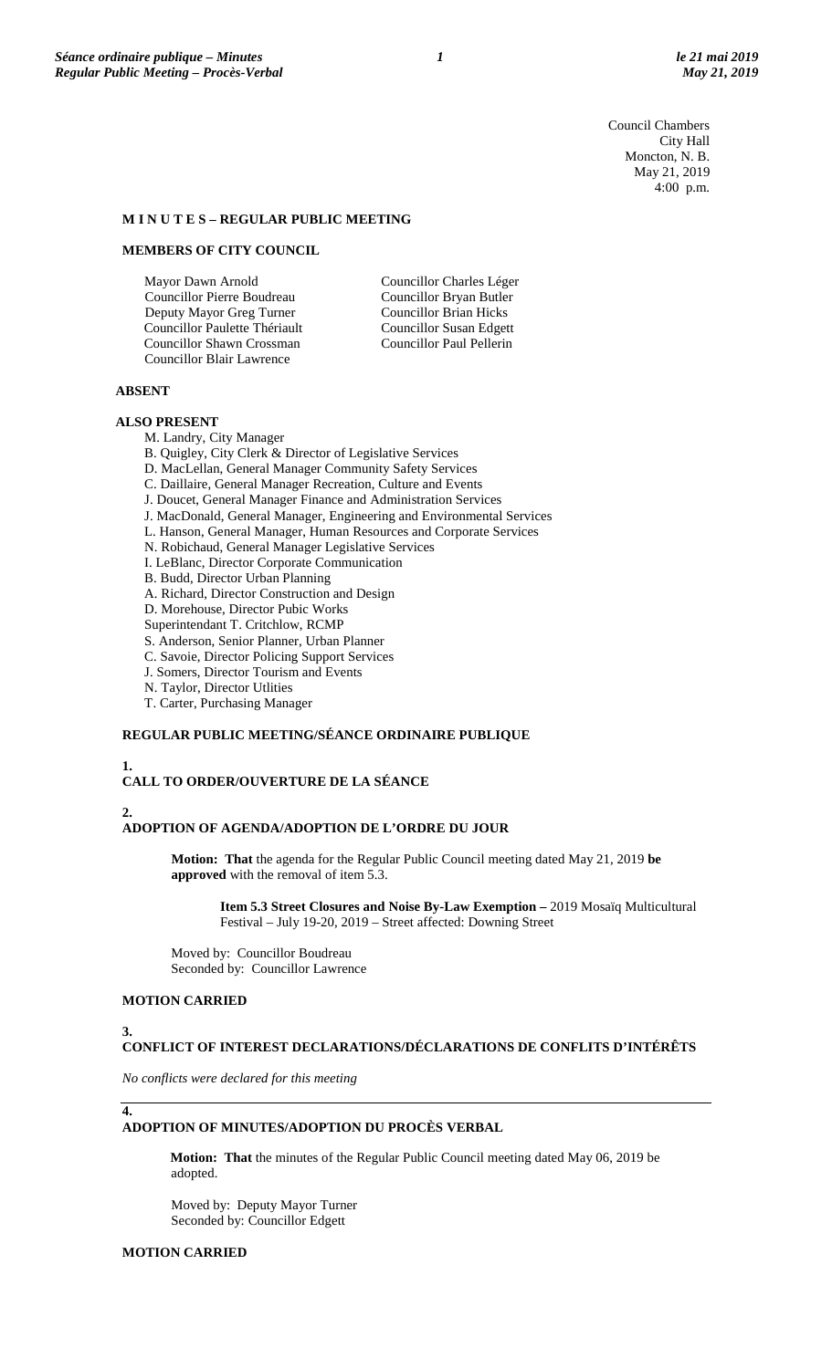Council Chambers
City Hall
Moncton, N. B.
May 21, 2019
4:00 p.m.

## M I N U T E S – REGULAR PUBLIC MEETING

### MEMBERS OF CITY COUNCIL

Mayor Dawn Arnold
Councillor Pierre Boudreau
Deputy Mayor Greg Turner
Councillor Paulette Thériault
Councillor Shawn Crossman
Councillor Blair Lawrence
Councillor Charles Léger
Councillor Bryan Butler
Councillor Brian Hicks
Councillor Susan Edgett
Councillor Paul Pellerin

### ABSENT

### ALSO PRESENT

M. Landry, City Manager
B. Quigley, City Clerk & Director of Legislative Services
D. MacLellan, General Manager Community Safety Services
C. Daillaire, General Manager Recreation, Culture and Events
J. Doucet, General Manager Finance and Administration Services
J. MacDonald, General Manager, Engineering and Environmental Services
L. Hanson, General Manager, Human Resources and Corporate Services
N. Robichaud, General Manager Legislative Services
I. LeBlanc, Director Corporate Communication
B. Budd, Director Urban Planning
A. Richard, Director Construction and Design
D. Morehouse, Director Pubic Works
Superintendant T. Critchlow, RCMP
S. Anderson, Senior Planner, Urban Planner
C. Savoie, Director Policing Support Services
J. Somers, Director Tourism and Events
N. Taylor, Director Utlities
T. Carter, Purchasing Manager

### REGULAR PUBLIC MEETING/SÉANCE ORDINAIRE PUBLIQUE

**1.**
**CALL TO ORDER/OUVERTURE DE LA SÉANCE**

**2.**
**ADOPTION OF AGENDA/ADOPTION DE L'ORDRE DU JOUR**

**Motion: That** the agenda for the Regular Public Council meeting dated May 21, 2019 **be approved** with the removal of item 5.3.

**Item 5.3 Street Closures and Noise By-Law Exemption –** 2019 Mosaïq Multicultural Festival – July 19-20, 2019 – Street affected: Downing Street

Moved by: Councillor Boudreau
Seconded by: Councillor Lawrence

**MOTION CARRIED**

**3.**
**CONFLICT OF INTEREST DECLARATIONS/DÉCLARATIONS DE CONFLITS D'INTÉRÊTS**

*No conflicts were declared for this meeting*

**4.**
**ADOPTION OF MINUTES/ADOPTION DU PROCÈS VERBAL**

**Motion: That** the minutes of the Regular Public Council meeting dated May 06, 2019 be adopted.

Moved by: Deputy Mayor Turner
Seconded by: Councillor Edgett

**MOTION CARRIED**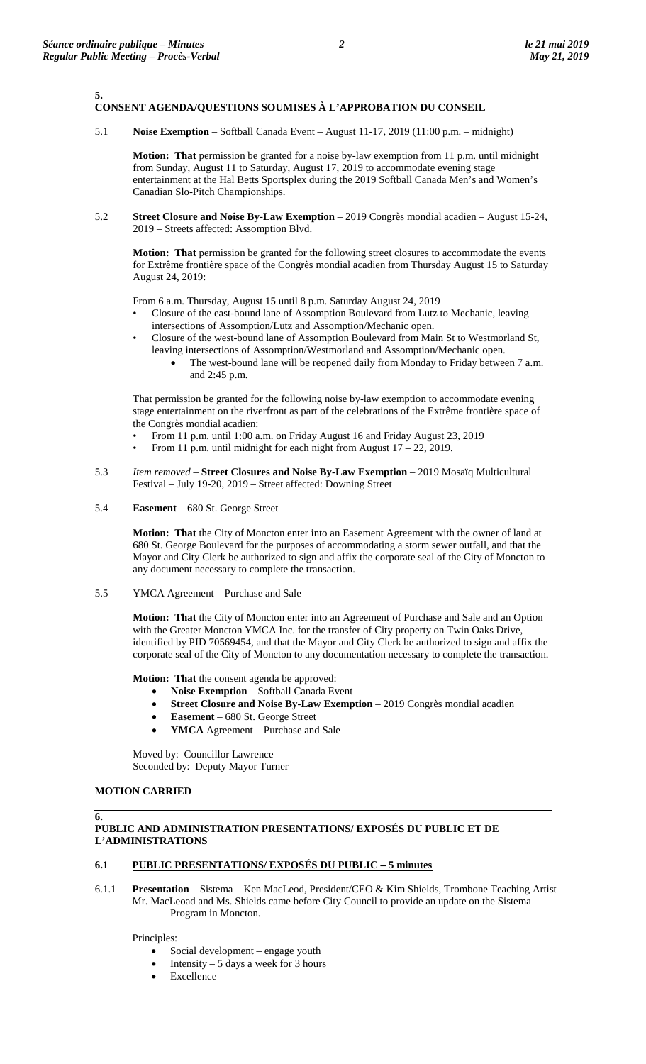**5.**
**CONSENT AGENDA/QUESTIONS SOUMISES À L'APPROBATION DU CONSEIL**

5.1 **Noise Exemption** – Softball Canada Event – August 11-17, 2019 (11:00 p.m. – midnight)

**Motion: That** permission be granted for a noise by-law exemption from 11 p.m. until midnight from Sunday, August 11 to Saturday, August 17, 2019 to accommodate evening stage entertainment at the Hal Betts Sportsplex during the 2019 Softball Canada Men's and Women's Canadian Slo-Pitch Championships.

5.2 **Street Closure and Noise By-Law Exemption** – 2019 Congrès mondial acadien – August 15-24, 2019 – Streets affected: Assomption Blvd.

**Motion: That** permission be granted for the following street closures to accommodate the events for Extrême frontière space of the Congrès mondial acadien from Thursday August 15 to Saturday August 24, 2019:

From 6 a.m. Thursday, August 15 until 8 p.m. Saturday August 24, 2019

- Closure of the east-bound lane of Assomption Boulevard from Lutz to Mechanic, leaving intersections of Assomption/Lutz and Assomption/Mechanic open.
- Closure of the west-bound lane of Assomption Boulevard from Main St to Westmorland St, leaving intersections of Assomption/Westmorland and Assomption/Mechanic open.
  - The west-bound lane will be reopened daily from Monday to Friday between 7 a.m. and 2:45 p.m.

That permission be granted for the following noise by-law exemption to accommodate evening stage entertainment on the riverfront as part of the celebrations of the Extrême frontière space of the Congrès mondial acadien:

- From 11 p.m. until 1:00 a.m. on Friday August 16 and Friday August 23, 2019
- From 11 p.m. until midnight for each night from August 17 – 22, 2019.

5.3 *Item removed* – **Street Closures and Noise By-Law Exemption** – 2019 Mosaïq Multicultural Festival – July 19-20, 2019 – Street affected: Downing Street

5.4 **Easement** – 680 St. George Street

**Motion: That** the City of Moncton enter into an Easement Agreement with the owner of land at 680 St. George Boulevard for the purposes of accommodating a storm sewer outfall, and that the Mayor and City Clerk be authorized to sign and affix the corporate seal of the City of Moncton to any document necessary to complete the transaction.

5.5 YMCA Agreement – Purchase and Sale

**Motion: That** the City of Moncton enter into an Agreement of Purchase and Sale and an Option with the Greater Moncton YMCA Inc. for the transfer of City property on Twin Oaks Drive, identified by PID 70569454, and that the Mayor and City Clerk be authorized to sign and affix the corporate seal of the City of Moncton to any documentation necessary to complete the transaction.

**Motion: That** the consent agenda be approved:

- **Noise Exemption** – Softball Canada Event
- **Street Closure and Noise By-Law Exemption** – 2019 Congrès mondial acadien
- **Easement** – 680 St. George Street
- **YMCA** Agreement – Purchase and Sale

Moved by: Councillor Lawrence
Seconded by: Deputy Mayor Turner

**MOTION CARRIED**

**6.**
**PUBLIC AND ADMINISTRATION PRESENTATIONS/ EXPOSÉS DU PUBLIC ET DE L'ADMINISTRATIONS**

**6.1 PUBLIC PRESENTATIONS/ EXPOSÉS DU PUBLIC – 5 minutes**

6.1.1 **Presentation** – Sistema – Ken MacLeod, President/CEO & Kim Shields, Trombone Teaching Artist
Mr. MacLeoad and Ms. Shields came before City Council to provide an update on the Sistema Program in Moncton.

Principles:

- Social development – engage youth
- Intensity – 5 days a week for 3 hours
- Excellence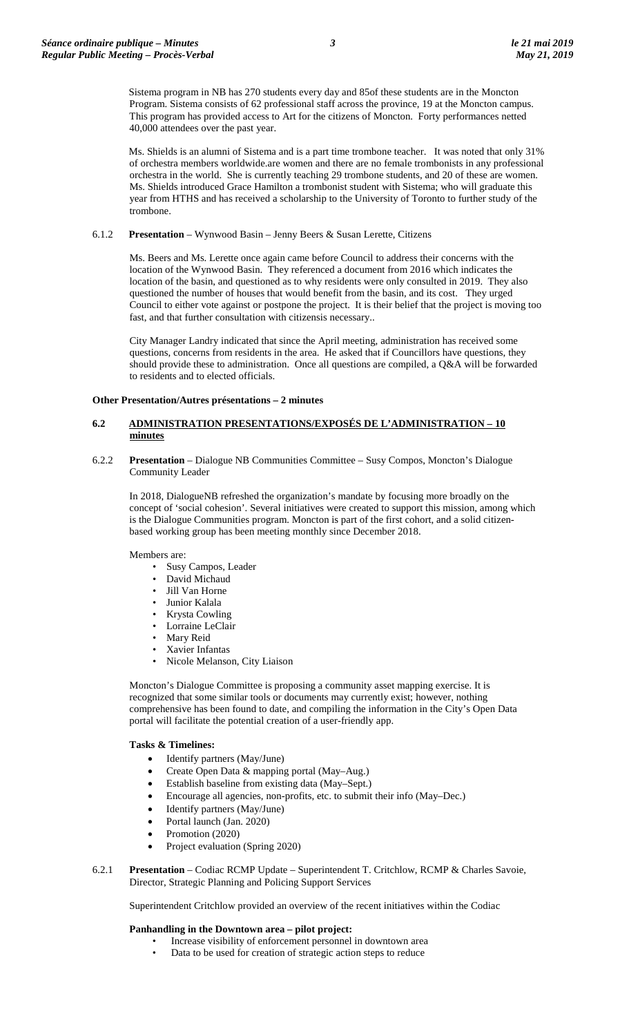Sistema program in NB has 270 students every day and 85of these students are in the Moncton Program. Sistema consists of 62 professional staff across the province, 19 at the Moncton campus. This program has provided access to Art for the citizens of Moncton. Forty performances netted 40,000 attendees over the past year.

Ms. Shields is an alumni of Sistema and is a part time trombone teacher. It was noted that only 31% of orchestra members worldwide.are women and there are no female trombonists in any professional orchestra in the world. She is currently teaching 29 trombone students, and 20 of these are women. Ms. Shields introduced Grace Hamilton a trombonist student with Sistema; who will graduate this year from HTHS and has received a scholarship to the University of Toronto to further study of the trombone.

6.1.2 **Presentation** – Wynwood Basin – Jenny Beers & Susan Lerette, Citizens

Ms. Beers and Ms. Lerette once again came before Council to address their concerns with the location of the Wynwood Basin. They referenced a document from 2016 which indicates the location of the basin, and questioned as to why residents were only consulted in 2019. They also questioned the number of houses that would benefit from the basin, and its cost. They urged Council to either vote against or postpone the project. It is their belief that the project is moving too fast, and that further consultation with citizensis necessary..

City Manager Landry indicated that since the April meeting, administration has received some questions, concerns from residents in the area. He asked that if Councillors have questions, they should provide these to administration. Once all questions are compiled, a Q&A will be forwarded to residents and to elected officials.

**Other Presentation/Autres présentations – 2 minutes**

## 6.2 ADMINISTRATION PRESENTATIONS/EXPOSÉS DE L'ADMINISTRATION – 10 minutes

6.2.2 **Presentation** – Dialogue NB Communities Committee – Susy Compos, Moncton's Dialogue Community Leader

In 2018, DialogueNB refreshed the organization's mandate by focusing more broadly on the concept of 'social cohesion'. Several initiatives were created to support this mission, among which is the Dialogue Communities program. Moncton is part of the first cohort, and a solid citizen-based working group has been meeting monthly since December 2018.

Members are:

- Susy Campos, Leader
- David Michaud
- Jill Van Horne
- Junior Kalala
- Krysta Cowling
- Lorraine LeClair
- Mary Reid
- Xavier Infantas
- Nicole Melanson, City Liaison

Moncton's Dialogue Committee is proposing a community asset mapping exercise. It is recognized that some similar tools or documents may currently exist; however, nothing comprehensive has been found to date, and compiling the information in the City's Open Data portal will facilitate the potential creation of a user-friendly app.

**Tasks & Timelines:**

- Identify partners (May/June)
- Create Open Data & mapping portal (May–Aug.)
- Establish baseline from existing data (May–Sept.)
- Encourage all agencies, non-profits, etc. to submit their info (May–Dec.)
- Identify partners (May/June)
- Portal launch (Jan. 2020)
- Promotion (2020)
- Project evaluation (Spring 2020)

6.2.1 **Presentation** – Codiac RCMP Update – Superintendent T. Critchlow, RCMP & Charles Savoie, Director, Strategic Planning and Policing Support Services

Superintendent Critchlow provided an overview of the recent initiatives within the Codiac

**Panhandling in the Downtown area – pilot project:**

- Increase visibility of enforcement personnel in downtown area
- Data to be used for creation of strategic action steps to reduce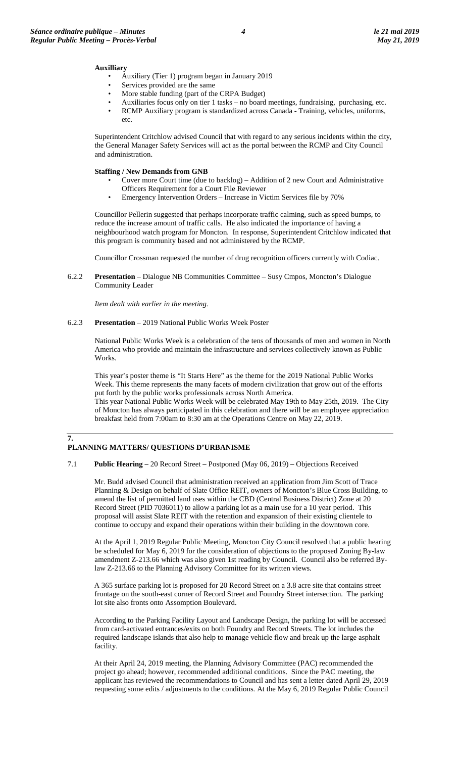**Auxilliary**

- Auxiliary (Tier 1) program began in January 2019
- Services provided are the same
- More stable funding (part of the CRPA Budget)
- Auxiliaries focus only on tier 1 tasks – no board meetings, fundraising, purchasing, etc.
- RCMP Auxiliary program is standardized across Canada - Training, vehicles, uniforms, etc.

Superintendent Critchlow advised Council that with regard to any serious incidents within the city, the General Manager Safety Services will act as the portal between the RCMP and City Council and administration.

**Staffing / New Demands from GNB**

- Cover more Court time (due to backlog) – Addition of 2 new Court and Administrative Officers Requirement for a Court File Reviewer
- Emergency Intervention Orders – Increase in Victim Services file by 70%

Councillor Pellerin suggested that perhaps incorporate traffic calming, such as speed bumps, to reduce the increase amount of traffic calls. He also indicated the importance of having a neighbourhood watch program for Moncton. In response, Superintendent Critchlow indicated that this program is community based and not administered by the RCMP.

Councillor Crossman requested the number of drug recognition officers currently with Codiac.

6.2.2 **Presentation** – Dialogue NB Communities Committee – Susy Cmpos, Moncton's Dialogue Community Leader

*Item dealt with earlier in the meeting.*

6.2.3 **Presentation** – 2019 National Public Works Week Poster

National Public Works Week is a celebration of the tens of thousands of men and women in North America who provide and maintain the infrastructure and services collectively known as Public Works.

This year's poster theme is "It Starts Here" as the theme for the 2019 National Public Works Week. This theme represents the many facets of modern civilization that grow out of the efforts put forth by the public works professionals across North America.
This year National Public Works Week will be celebrated May 19th to May 25th, 2019. The City of Moncton has always participated in this celebration and there will be an employee appreciation breakfast held from 7:00am to 8:30 am at the Operations Centre on May 22, 2019.

## 7. PLANNING MATTERS/ QUESTIONS D'URBANISME

7.1 **Public Hearing** – 20 Record Street – Postponed (May 06, 2019) – Objections Received

Mr. Budd advised Council that administration received an application from Jim Scott of Trace Planning & Design on behalf of Slate Office REIT, owners of Moncton's Blue Cross Building, to amend the list of permitted land uses within the CBD (Central Business District) Zone at 20 Record Street (PID 7036011) to allow a parking lot as a main use for a 10 year period. This proposal will assist Slate REIT with the retention and expansion of their existing clientele to continue to occupy and expand their operations within their building in the downtown core.

At the April 1, 2019 Regular Public Meeting, Moncton City Council resolved that a public hearing be scheduled for May 6, 2019 for the consideration of objections to the proposed Zoning By-law amendment Z-213.66 which was also given 1st reading by Council. Council also be referred By-law Z-213.66 to the Planning Advisory Committee for its written views.

A 365 surface parking lot is proposed for 20 Record Street on a 3.8 acre site that contains street frontage on the south-east corner of Record Street and Foundry Street intersection. The parking lot site also fronts onto Assomption Boulevard.

According to the Parking Facility Layout and Landscape Design, the parking lot will be accessed from card-activated entrances/exits on both Foundry and Record Streets. The lot includes the required landscape islands that also help to manage vehicle flow and break up the large asphalt facility.

At their April 24, 2019 meeting, the Planning Advisory Committee (PAC) recommended the project go ahead; however, recommended additional conditions. Since the PAC meeting, the applicant has reviewed the recommendations to Council and has sent a letter dated April 29, 2019 requesting some edits / adjustments to the conditions. At the May 6, 2019 Regular Public Council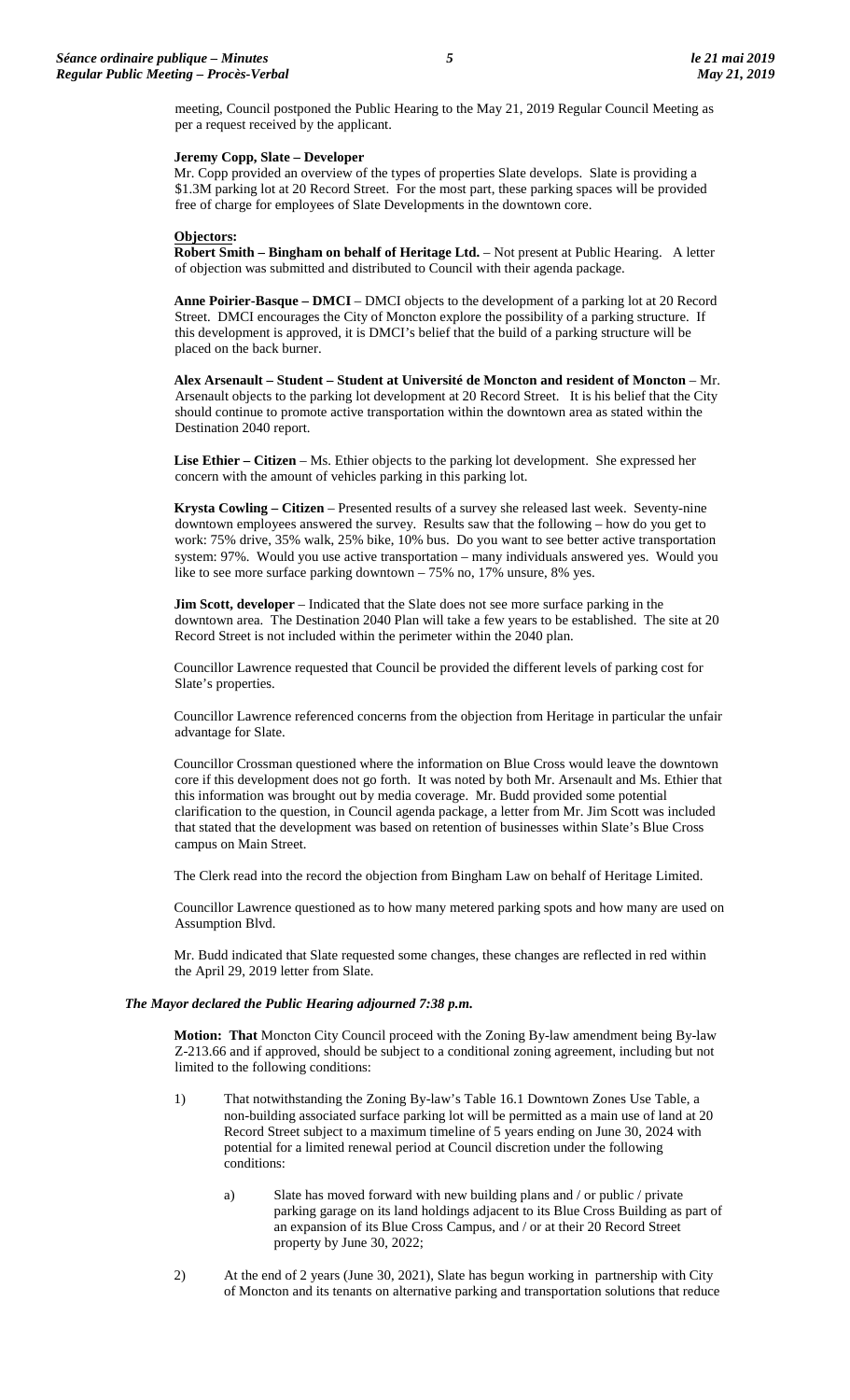meeting, Council postponed the Public Hearing to the May 21, 2019 Regular Council Meeting as per a request received by the applicant.

**Jeremy Copp, Slate – Developer**
Mr. Copp provided an overview of the types of properties Slate develops. Slate is providing a $1.3M parking lot at 20 Record Street. For the most part, these parking spaces will be provided free of charge for employees of Slate Developments in the downtown core.

**Objectors:**
**Robert Smith – Bingham on behalf of Heritage Ltd.** – Not present at Public Hearing. A letter of objection was submitted and distributed to Council with their agenda package.

**Anne Poirier-Basque – DMCI** – DMCI objects to the development of a parking lot at 20 Record Street. DMCI encourages the City of Moncton explore the possibility of a parking structure. If this development is approved, it is DMCI's belief that the build of a parking structure will be placed on the back burner.

**Alex Arsenault – Student – Student at Université de Moncton and resident of Moncton** – Mr. Arsenault objects to the parking lot development at 20 Record Street. It is his belief that the City should continue to promote active transportation within the downtown area as stated within the Destination 2040 report.

**Lise Ethier – Citizen** – Ms. Ethier objects to the parking lot development. She expressed her concern with the amount of vehicles parking in this parking lot.

**Krysta Cowling – Citizen** – Presented results of a survey she released last week. Seventy-nine downtown employees answered the survey. Results saw that the following – how do you get to work: 75% drive, 35% walk, 25% bike, 10% bus. Do you want to see better active transportation system: 97%. Would you use active transportation – many individuals answered yes. Would you like to see more surface parking downtown – 75% no, 17% unsure, 8% yes.

**Jim Scott, developer** – Indicated that the Slate does not see more surface parking in the downtown area. The Destination 2040 Plan will take a few years to be established. The site at 20 Record Street is not included within the perimeter within the 2040 plan.

Councillor Lawrence requested that Council be provided the different levels of parking cost for Slate's properties.

Councillor Lawrence referenced concerns from the objection from Heritage in particular the unfair advantage for Slate.

Councillor Crossman questioned where the information on Blue Cross would leave the downtown core if this development does not go forth. It was noted by both Mr. Arsenault and Ms. Ethier that this information was brought out by media coverage. Mr. Budd provided some potential clarification to the question, in Council agenda package, a letter from Mr. Jim Scott was included that stated that the development was based on retention of businesses within Slate's Blue Cross campus on Main Street.

The Clerk read into the record the objection from Bingham Law on behalf of Heritage Limited.

Councillor Lawrence questioned as to how many metered parking spots and how many are used on Assumption Blvd.

Mr. Budd indicated that Slate requested some changes, these changes are reflected in red within the April 29, 2019 letter from Slate.

***The Mayor declared the Public Hearing adjourned 7:38 p.m.***

**Motion: That** Moncton City Council proceed with the Zoning By-law amendment being By-law Z-213.66 and if approved, should be subject to a conditional zoning agreement, including but not limited to the following conditions:

1) That notwithstanding the Zoning By-law's Table 16.1 Downtown Zones Use Table, a non-building associated surface parking lot will be permitted as a main use of land at 20 Record Street subject to a maximum timeline of 5 years ending on June 30, 2024 with potential for a limited renewal period at Council discretion under the following conditions:

    a) Slate has moved forward with new building plans and / or public / private parking garage on its land holdings adjacent to its Blue Cross Building as part of an expansion of its Blue Cross Campus, and / or at their 20 Record Street property by June 30, 2022;

2) At the end of 2 years (June 30, 2021), Slate has begun working in partnership with City of Moncton and its tenants on alternative parking and transportation solutions that reduce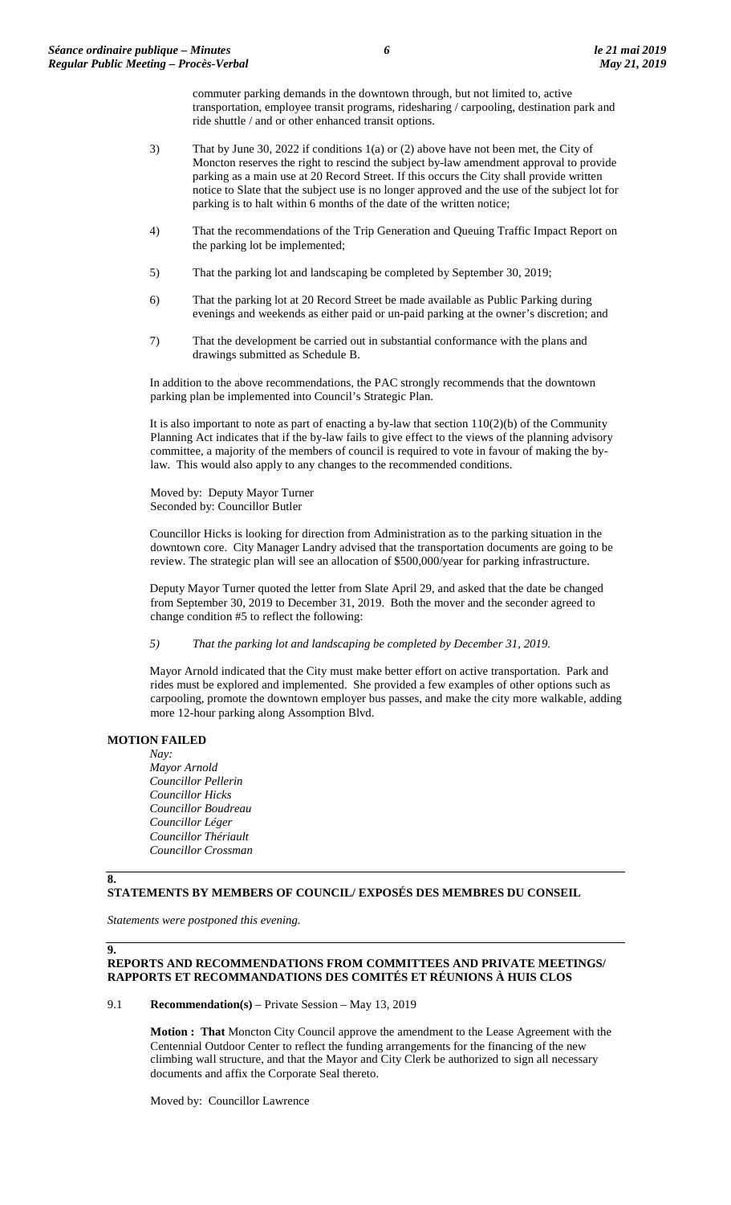commuter parking demands in the downtown through, but not limited to, active transportation, employee transit programs, ridesharing / carpooling, destination park and ride shuttle / and or other enhanced transit options.

3) That by June 30, 2022 if conditions 1(a) or (2) above have not been met, the City of Moncton reserves the right to rescind the subject by-law amendment approval to provide parking as a main use at 20 Record Street. If this occurs the City shall provide written notice to Slate that the subject use is no longer approved and the use of the subject lot for parking is to halt within 6 months of the date of the written notice;

4) That the recommendations of the Trip Generation and Queuing Traffic Impact Report on the parking lot be implemented;

5) That the parking lot and landscaping be completed by September 30, 2019;

6) That the parking lot at 20 Record Street be made available as Public Parking during evenings and weekends as either paid or un-paid parking at the owner's discretion; and

7) That the development be carried out in substantial conformance with the plans and drawings submitted as Schedule B.

In addition to the above recommendations, the PAC strongly recommends that the downtown parking plan be implemented into Council's Strategic Plan.

It is also important to note as part of enacting a by-law that section 110(2)(b) of the Community Planning Act indicates that if the by-law fails to give effect to the views of the planning advisory committee, a majority of the members of council is required to vote in favour of making the by-law. This would also apply to any changes to the recommended conditions.

Moved by: Deputy Mayor Turner
Seconded by: Councillor Butler

Councillor Hicks is looking for direction from Administration as to the parking situation in the downtown core. City Manager Landry advised that the transportation documents are going to be review. The strategic plan will see an allocation of \$500,000/year for parking infrastructure.

Deputy Mayor Turner quoted the letter from Slate April 29, and asked that the date be changed from September 30, 2019 to December 31, 2019. Both the mover and the seconder agreed to change condition #5 to reflect the following:

*5) That the parking lot and landscaping be completed by December 31, 2019.*

Mayor Arnold indicated that the City must make better effort on active transportation. Park and rides must be explored and implemented. She provided a few examples of other options such as carpooling, promote the downtown employer bus passes, and make the city more walkable, adding more 12-hour parking along Assomption Blvd.

**MOTION FAILED**

*Nay:*
*Mayor Arnold*
*Councillor Pellerin*
*Councillor Hicks*
*Councillor Boudreau*
*Councillor Léger*
*Councillor Thériault*
*Councillor Crossman*

## 8. STATEMENTS BY MEMBERS OF COUNCIL/ EXPOSÉS DES MEMBRES DU CONSEIL

*Statements were postponed this evening.*

## 9. REPORTS AND RECOMMENDATIONS FROM COMMITTEES AND PRIVATE MEETINGS/ RAPPORTS ET RECOMMANDATIONS DES COMITÉS ET RÉUNIONS À HUIS CLOS

9.1 **Recommendation(s)** – Private Session – May 13, 2019

**Motion : That** Moncton City Council approve the amendment to the Lease Agreement with the Centennial Outdoor Center to reflect the funding arrangements for the financing of the new climbing wall structure, and that the Mayor and City Clerk be authorized to sign all necessary documents and affix the Corporate Seal thereto.

Moved by: Councillor Lawrence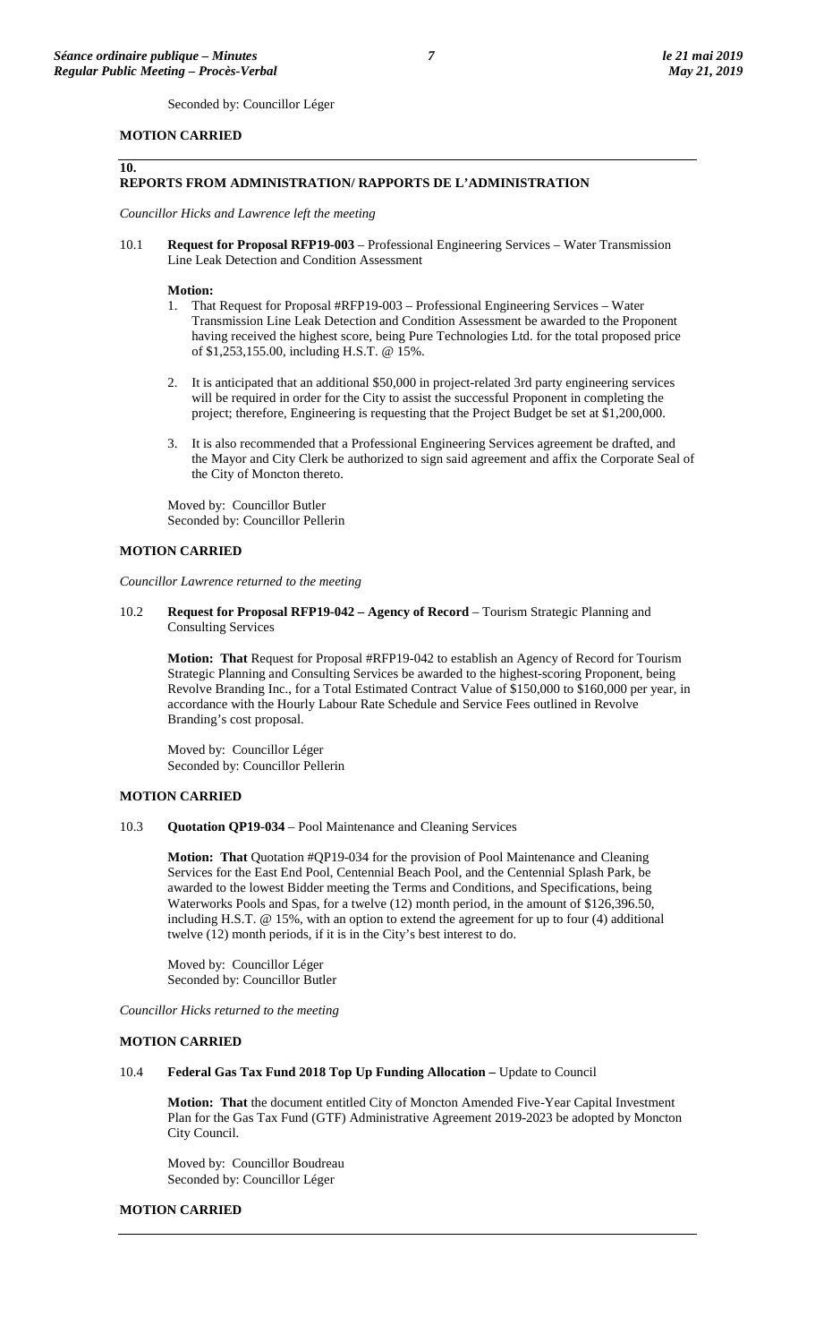Seconded by: Councillor Léger

**MOTION CARRIED**

## 10. REPORTS FROM ADMINISTRATION/ RAPPORTS DE L'ADMINISTRATION

*Councillor Hicks and Lawrence left the meeting*

10.1 **Request for Proposal RFP19-003** – Professional Engineering Services – Water Transmission Line Leak Detection and Condition Assessment

**Motion:**

1. That Request for Proposal #RFP19-003 – Professional Engineering Services – Water Transmission Line Leak Detection and Condition Assessment be awarded to the Proponent having received the highest score, being Pure Technologies Ltd. for the total proposed price of $1,253,155.00, including H.S.T. @ 15%.

2. It is anticipated that an additional $50,000 in project-related 3rd party engineering services will be required in order for the City to assist the successful Proponent in completing the project; therefore, Engineering is requesting that the Project Budget be set at $1,200,000.

3. It is also recommended that a Professional Engineering Services agreement be drafted, and the Mayor and City Clerk be authorized to sign said agreement and affix the Corporate Seal of the City of Moncton thereto.

Moved by: Councillor Butler
Seconded by: Councillor Pellerin

**MOTION CARRIED**

*Councillor Lawrence returned to the meeting*

10.2 **Request for Proposal RFP19-042 – Agency of Record** – Tourism Strategic Planning and Consulting Services

**Motion: That** Request for Proposal #RFP19-042 to establish an Agency of Record for Tourism Strategic Planning and Consulting Services be awarded to the highest-scoring Proponent, being Revolve Branding Inc., for a Total Estimated Contract Value of $150,000 to $160,000 per year, in accordance with the Hourly Labour Rate Schedule and Service Fees outlined in Revolve Branding's cost proposal.

Moved by: Councillor Léger
Seconded by: Councillor Pellerin

**MOTION CARRIED**

10.3 **Quotation QP19-034** – Pool Maintenance and Cleaning Services

**Motion: That** Quotation #QP19-034 for the provision of Pool Maintenance and Cleaning Services for the East End Pool, Centennial Beach Pool, and the Centennial Splash Park, be awarded to the lowest Bidder meeting the Terms and Conditions, and Specifications, being Waterworks Pools and Spas, for a twelve (12) month period, in the amount of $126,396.50, including H.S.T. @ 15%, with an option to extend the agreement for up to four (4) additional twelve (12) month periods, if it is in the City's best interest to do.

Moved by: Councillor Léger
Seconded by: Councillor Butler

*Councillor Hicks returned to the meeting*

**MOTION CARRIED**

10.4 **Federal Gas Tax Fund 2018 Top Up Funding Allocation –** Update to Council

**Motion: That** the document entitled City of Moncton Amended Five-Year Capital Investment Plan for the Gas Tax Fund (GTF) Administrative Agreement 2019-2023 be adopted by Moncton City Council.

Moved by: Councillor Boudreau
Seconded by: Councillor Léger

**MOTION CARRIED**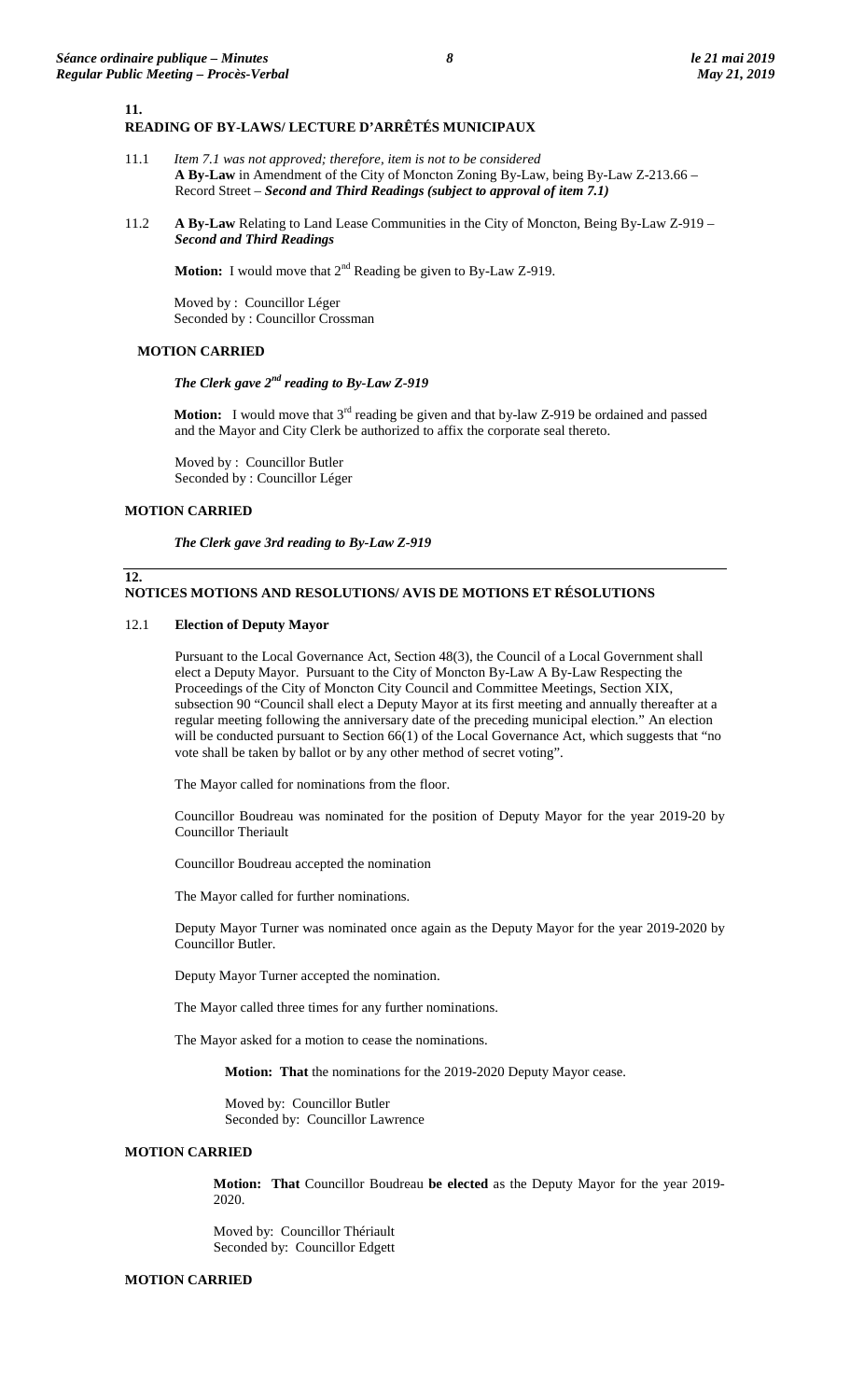## 11. READING OF BY-LAWS/ LECTURE D'ARRÊTÉS MUNICIPAUX

11.1 *Item 7.1 was not approved; therefore, item is not to be considered*
**A By-Law** in Amendment of the City of Moncton Zoning By-Law, being By-Law Z-213.66 – Record Street – ***Second and Third Readings (subject to approval of item 7.1)***

11.2 **A By-Law** Relating to Land Lease Communities in the City of Moncton, Being By-Law Z-919 – ***Second and Third Readings***

**Motion:** I would move that 2nd Reading be given to By-Law Z-919.

Moved by : Councillor Léger
Seconded by : Councillor Crossman

**MOTION CARRIED**

***The Clerk gave 2nd reading to By-Law Z-919***

**Motion:** I would move that 3rd reading be given and that by-law Z-919 be ordained and passed and the Mayor and City Clerk be authorized to affix the corporate seal thereto.

Moved by : Councillor Butler
Seconded by : Councillor Léger

**MOTION CARRIED**

***The Clerk gave 3rd reading to By-Law Z-919***

## 12. NOTICES MOTIONS AND RESOLUTIONS/ AVIS DE MOTIONS ET RÉSOLUTIONS

12.1 **Election of Deputy Mayor**

Pursuant to the Local Governance Act, Section 48(3), the Council of a Local Government shall elect a Deputy Mayor. Pursuant to the City of Moncton By-Law A By-Law Respecting the Proceedings of the City of Moncton City Council and Committee Meetings, Section XIX, subsection 90 "Council shall elect a Deputy Mayor at its first meeting and annually thereafter at a regular meeting following the anniversary date of the preceding municipal election." An election will be conducted pursuant to Section 66(1) of the Local Governance Act, which suggests that "no vote shall be taken by ballot or by any other method of secret voting".

The Mayor called for nominations from the floor.

Councillor Boudreau was nominated for the position of Deputy Mayor for the year 2019-20 by Councillor Theriault

Councillor Boudreau accepted the nomination

The Mayor called for further nominations.

Deputy Mayor Turner was nominated once again as the Deputy Mayor for the year 2019-2020 by Councillor Butler.

Deputy Mayor Turner accepted the nomination.

The Mayor called three times for any further nominations.

The Mayor asked for a motion to cease the nominations.

**Motion: That** the nominations for the 2019-2020 Deputy Mayor cease.

Moved by: Councillor Butler
Seconded by: Councillor Lawrence

**MOTION CARRIED**

**Motion: That** Councillor Boudreau **be elected** as the Deputy Mayor for the year 2019-2020.

Moved by: Councillor Thériault
Seconded by: Councillor Edgett

**MOTION CARRIED**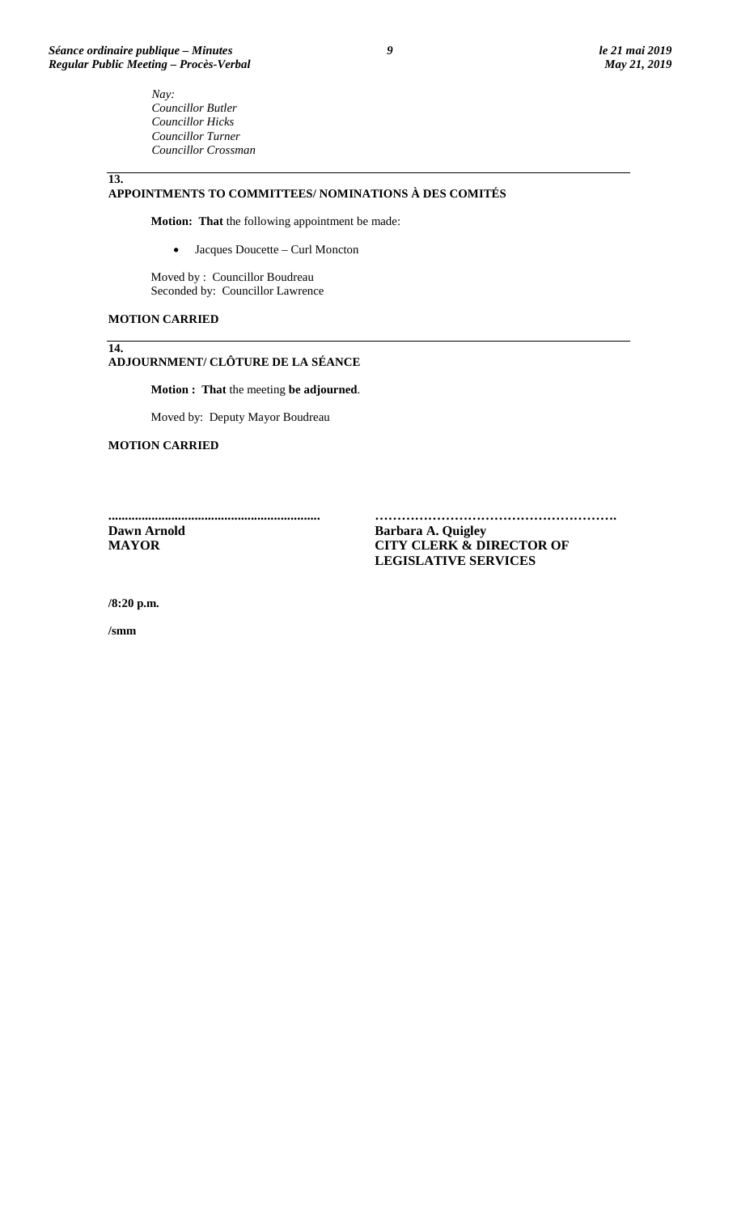*Nay:*
*Councillor Butler*
*Councillor Hicks*
*Councillor Turner*
*Councillor Crossman*

## 13. APPOINTMENTS TO COMMITTEES/ NOMINATIONS À DES COMITÉS

**Motion: That** the following appointment be made:

- Jacques Doucette – Curl Moncton

Moved by : Councillor Boudreau
Seconded by: Councillor Lawrence

**MOTION CARRIED**

## 14. ADJOURNMENT/ CLÔTURE DE LA SÉANCE

**Motion : That** the meeting **be adjourned**.

Moved by: Deputy Mayor Boudreau

**MOTION CARRIED**

| | |
|---|---|
| **...............................................................** | **……………………………………………….** |
| **Dawn Arnold** | **Barbara A. Quigley** |
| **MAYOR** | **CITY CLERK & DIRECTOR OF LEGISLATIVE SERVICES** |

**/8:20 p.m.**

**/smm**